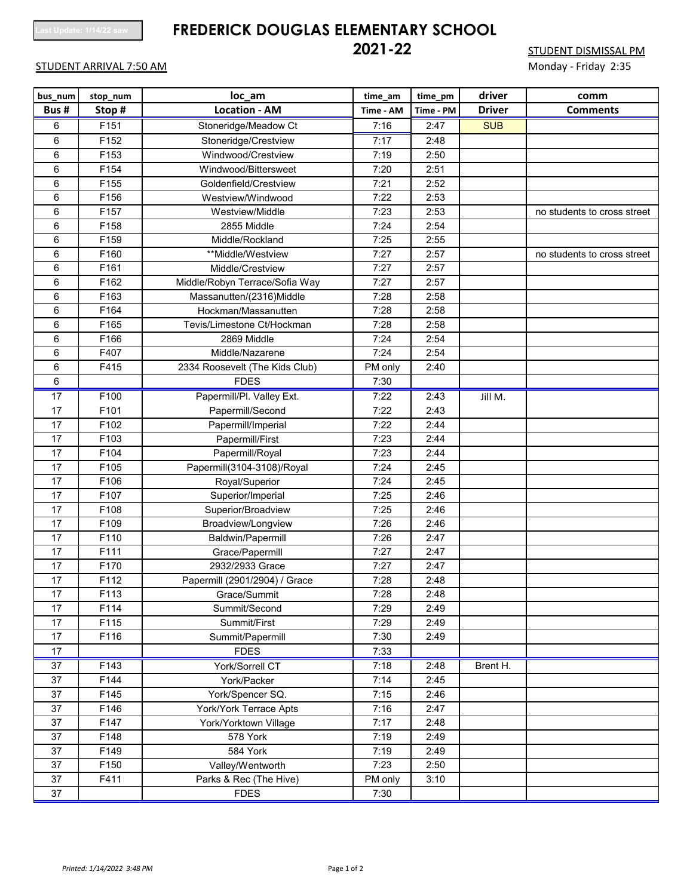Last Update: 1/14/22 saw

# FREDERICK DOUGLAS ELEMENTARY SCHOOL
## 2021-22

STUDENT ARRIVAL 7:50 AM

STUDENT DISMISSAL PM
Monday - Friday 2:35

| bus_num | stop_num | loc_am | time_am | time_pm | driver | comm |
|---|---|---|---|---|---|---|
| **Bus #** | **Stop #** | **Location - AM** | **Time - AM** | **Time - PM** | **Driver** | **Comments** |
| 6 | F151 | Stoneridge/Meadow Ct | 7:16 | 2:47 | SUB | |
| 6 | F152 | Stoneridge/Crestview | 7:17 | 2:48 | | |
| 6 | F153 | Windwood/Crestview | 7:19 | 2:50 | | |
| 6 | F154 | Windwood/Bittersweet | 7:20 | 2:51 | | |
| 6 | F155 | Goldenfield/Crestview | 7:21 | 2:52 | | |
| 6 | F156 | Westview/Windwood | 7:22 | 2:53 | | |
| 6 | F157 | Westview/Middle | 7:23 | 2:53 | | no students to cross street |
| 6 | F158 | 2855 Middle | 7:24 | 2:54 | | |
| 6 | F159 | Middle/Rockland | 7:25 | 2:55 | | |
| 6 | F160 | **Middle/Westview | 7:27 | 2:57 | | no students to cross street |
| 6 | F161 | Middle/Crestview | 7:27 | 2:57 | | |
| 6 | F162 | Middle/Robyn Terrace/Sofia Way | 7:27 | 2:57 | | |
| 6 | F163 | Massanutten/(2316)Middle | 7:28 | 2:58 | | |
| 6 | F164 | Hockman/Massanutten | 7:28 | 2:58 | | |
| 6 | F165 | Tevis/Limestone Ct/Hockman | 7:28 | 2:58 | | |
| 6 | F166 | 2869 Middle | 7:24 | 2:54 | | |
| 6 | F407 | Middle/Nazarene | 7:24 | 2:54 | | |
| 6 | F415 | 2334 Roosevelt (The Kids Club) | PM only | 2:40 | | |
| 6 | | FDES | 7:30 | | | |
| 17 | F100 | Papermill/Pl. Valley Ext. | 7:22 | 2:43 | Jill M. | |
| 17 | F101 | Papermill/Second | 7:22 | 2:43 | | |
| 17 | F102 | Papermill/Imperial | 7:22 | 2:44 | | |
| 17 | F103 | Papermill/First | 7:23 | 2:44 | | |
| 17 | F104 | Papermill/Royal | 7:23 | 2:44 | | |
| 17 | F105 | Papermill(3104-3108)/Royal | 7:24 | 2:45 | | |
| 17 | F106 | Royal/Superior | 7:24 | 2:45 | | |
| 17 | F107 | Superior/Imperial | 7:25 | 2:46 | | |
| 17 | F108 | Superior/Broadview | 7:25 | 2:46 | | |
| 17 | F109 | Broadview/Longview | 7:26 | 2:46 | | |
| 17 | F110 | Baldwin/Papermill | 7:26 | 2:47 | | |
| 17 | F111 | Grace/Papermill | 7:27 | 2:47 | | |
| 17 | F170 | 2932/2933 Grace | 7:27 | 2:47 | | |
| 17 | F112 | Papermill (2901/2904) / Grace | 7:28 | 2:48 | | |
| 17 | F113 | Grace/Summit | 7:28 | 2:48 | | |
| 17 | F114 | Summit/Second | 7:29 | 2:49 | | |
| 17 | F115 | Summit/First | 7:29 | 2:49 | | |
| 17 | F116 | Summit/Papermill | 7:30 | 2:49 | | |
| 17 | | FDES | 7:33 | | | |
| 37 | F143 | York/Sorrell CT | 7:18 | 2:48 | Brent H. | |
| 37 | F144 | York/Packer | 7:14 | 2:45 | | |
| 37 | F145 | York/Spencer SQ. | 7:15 | 2:46 | | |
| 37 | F146 | York/York Terrace Apts | 7:16 | 2:47 | | |
| 37 | F147 | York/Yorktown Village | 7:17 | 2:48 | | |
| 37 | F148 | 578 York | 7:19 | 2:49 | | |
| 37 | F149 | 584 York | 7:19 | 2:49 | | |
| 37 | F150 | Valley/Wentworth | 7:23 | 2:50 | | |
| 37 | F411 | Parks & Rec (The Hive) | PM only | 3:10 | | |
| 37 | | FDES | 7:30 | | | |

*Printed: 1/14/2022 3:48 PM*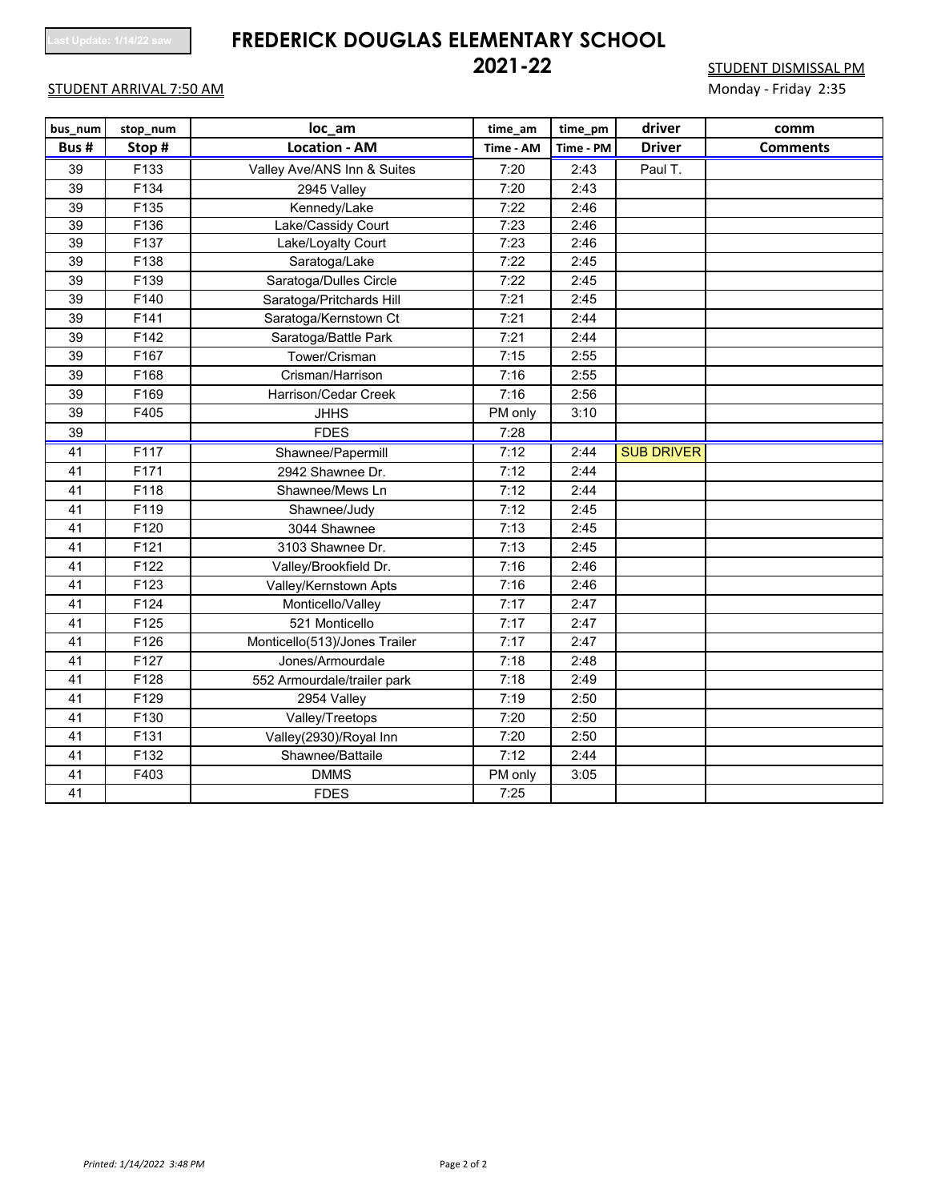Last Update: 1/14/22 saw

# FREDERICK DOUGLAS ELEMENTARY SCHOOL

## 2021-22

STUDENT ARRIVAL 7:50 AM

STUDENT DISMISSAL PM
Monday - Friday 2:35

| bus_num | stop_num | loc_am | time_am | time_pm | driver | comm |
|---|---|---|---|---|---|---|
| **Bus #** | **Stop #** | **Location - AM** | **Time - AM** | **Time - PM** | **Driver** | **Comments** |
| 39 | F133 | Valley Ave/ANS Inn & Suites | 7:20 | 2:43 | Paul T. | |
| 39 | F134 | 2945 Valley | 7:20 | 2:43 | | |
| 39 | F135 | Kennedy/Lake | 7:22 | 2:46 | | |
| 39 | F136 | Lake/Cassidy Court | 7:23 | 2:46 | | |
| 39 | F137 | Lake/Loyalty Court | 7:23 | 2:46 | | |
| 39 | F138 | Saratoga/Lake | 7:22 | 2:45 | | |
| 39 | F139 | Saratoga/Dulles Circle | 7:22 | 2:45 | | |
| 39 | F140 | Saratoga/Pritchards Hill | 7:21 | 2:45 | | |
| 39 | F141 | Saratoga/Kernstown Ct | 7:21 | 2:44 | | |
| 39 | F142 | Saratoga/Battle Park | 7:21 | 2:44 | | |
| 39 | F167 | Tower/Crisman | 7:15 | 2:55 | | |
| 39 | F168 | Crisman/Harrison | 7:16 | 2:55 | | |
| 39 | F169 | Harrison/Cedar Creek | 7:16 | 2:56 | | |
| 39 | F405 | JHHS | PM only | 3:10 | | |
| 39 | | FDES | 7:28 | | | |
| 41 | F117 | Shawnee/Papermill | 7:12 | 2:44 | SUB DRIVER | |
| 41 | F171 | 2942 Shawnee Dr. | 7:12 | 2:44 | | |
| 41 | F118 | Shawnee/Mews Ln | 7:12 | 2:44 | | |
| 41 | F119 | Shawnee/Judy | 7:12 | 2:45 | | |
| 41 | F120 | 3044 Shawnee | 7:13 | 2:45 | | |
| 41 | F121 | 3103 Shawnee Dr. | 7:13 | 2:45 | | |
| 41 | F122 | Valley/Brookfield Dr. | 7:16 | 2:46 | | |
| 41 | F123 | Valley/Kernstown Apts | 7:16 | 2:46 | | |
| 41 | F124 | Monticello/Valley | 7:17 | 2:47 | | |
| 41 | F125 | 521 Monticello | 7:17 | 2:47 | | |
| 41 | F126 | Monticello(513)/Jones Trailer | 7:17 | 2:47 | | |
| 41 | F127 | Jones/Armourdale | 7:18 | 2:48 | | |
| 41 | F128 | 552 Armourdale/trailer park | 7:18 | 2:49 | | |
| 41 | F129 | 2954 Valley | 7:19 | 2:50 | | |
| 41 | F130 | Valley/Treetops | 7:20 | 2:50 | | |
| 41 | F131 | Valley(2930)/Royal Inn | 7:20 | 2:50 | | |
| 41 | F132 | Shawnee/Battaile | 7:12 | 2:44 | | |
| 41 | F403 | DMMS | PM only | 3:05 | | |
| 41 | | FDES | 7:25 | | | |

*Printed: 1/14/2022 3:48 PM*